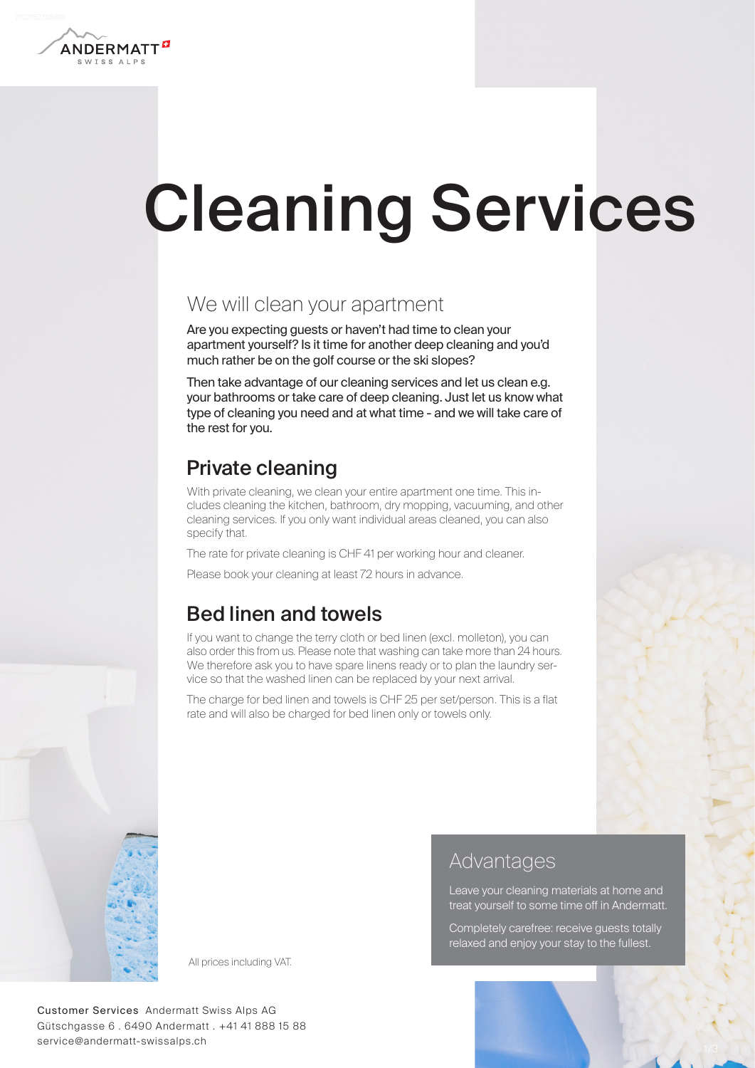# Cleaning Services

## We will clean your apartment

Are you expecting guests or haven't had time to clean your apartment yourself? Is it time for another deep cleaning and you'd much rather be on the golf course or the ski slopes?

Then take advantage of our cleaning services and let us clean e.g. your bathrooms or take care of deep cleaning. Just let us know what type of cleaning you need and at what time - and we will take care of the rest for you.

## Private cleaning

With private cleaning, we clean your entire apartment one time. This includes cleaning the kitchen, bathroom, dry mopping, vacuuming, and other cleaning services. If you only want individual areas cleaned, you can also specify that.

The rate for private cleaning is CHF 41 per working hour and cleaner.

Please book your cleaning at least 72 hours in advance.

## Bed linen and towels

If you want to change the terry cloth or bed linen (excl. molleton), you can also order this from us. Please note that washing can take more than 24 hours. We therefore ask you to have spare linens ready or to plan the laundry service so that the washed linen can be replaced by your next arrival.

The charge for bed linen and towels is CHF 25 per set/person. This is a flat rate and will also be charged for bed linen only or towels only.

## Advantages

Leave your cleaning materials at home and treat yourself to some time off in Andermatt.

Completely carefree: receive guests totally relaxed and enjoy your stay to the fullest.

All prices including VAT.

Customer Services Andermatt Swiss Alps AG
Gütschgasse 6 . 6490 Andermatt . +41 41 888 15 88
service@andermatt-swissalps.ch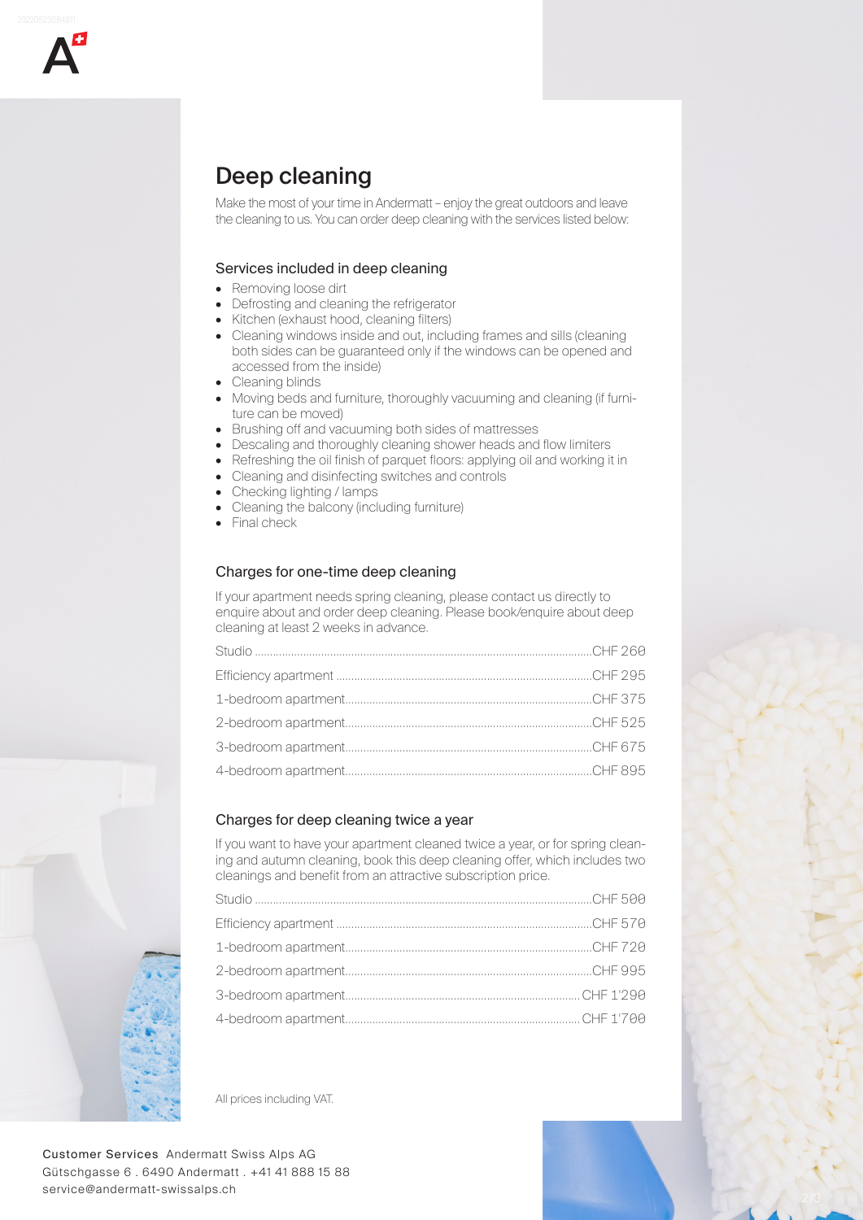# Deep cleaning

Make the most of your time in Andermatt – enjoy the great outdoors and leave the cleaning to us. You can order deep cleaning with the services listed below:

### Services included in deep cleaning

- Removing loose dirt
- Defrosting and cleaning the refrigerator
- Kitchen (exhaust hood, cleaning filters)
- Cleaning windows inside and out, including frames and sills (cleaning both sides can be guaranteed only if the windows can be opened and accessed from the inside)
- Cleaning blinds
- Moving beds and furniture, thoroughly vacuuming and cleaning (if furniture can be moved)
- Brushing off and vacuuming both sides of mattresses
- Descaling and thoroughly cleaning shower heads and flow limiters
- Refreshing the oil finish of parquet floors: applying oil and working it in
- Cleaning and disinfecting switches and controls
- Checking lighting / lamps
- Cleaning the balcony (including furniture)
- Final check

### Charges for one-time deep cleaning

If your apartment needs spring cleaning, please contact us directly to enquire about and order deep cleaning. Please book/enquire about deep cleaning at least 2 weeks in advance.

| Apartment | Price |
|---|---|
| Studio | CHF 260 |
| Efficiency apartment | CHF 295 |
| 1-bedroom apartment | CHF 375 |
| 2-bedroom apartment | CHF 525 |
| 3-bedroom apartment | CHF 675 |
| 4-bedroom apartment | CHF 895 |

### Charges for deep cleaning twice a year

If you want to have your apartment cleaned twice a year, or for spring cleaning and autumn cleaning, book this deep cleaning offer, which includes two cleanings and benefit from an attractive subscription price.

| Apartment | Price |
|---|---|
| Studio | CHF 500 |
| Efficiency apartment | CHF 570 |
| 1-bedroom apartment | CHF 720 |
| 2-bedroom apartment | CHF 995 |
| 3-bedroom apartment | CHF 1'290 |
| 4-bedroom apartment | CHF 1'700 |

All prices including VAT.

Customer Services Andermatt Swiss Alps AG
Gütschgasse 6 . 6490 Andermatt . +41 41 888 15 88
service@andermatt-swissalps.ch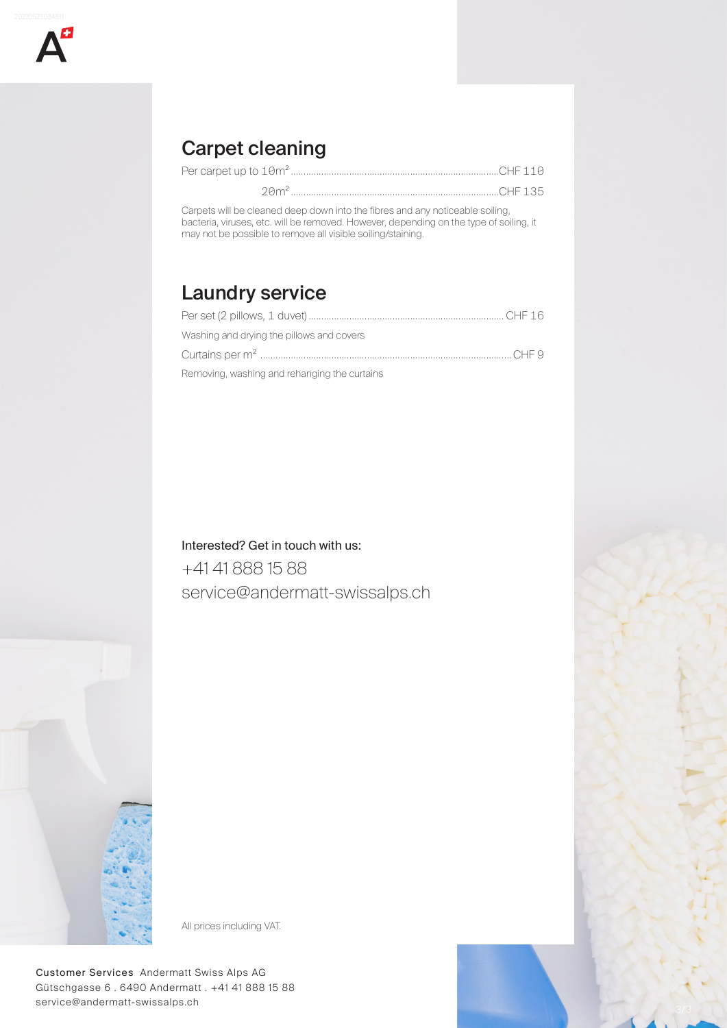## Carpet cleaning

Per carpet up to 10m² ........................................................................... CHF 110

20m² ........................................................................... CHF 135

Carpets will be cleaned deep down into the fibres and any noticeable soiling, bacteria, viruses, etc. will be removed. However, depending on the type of soiling, it may not be possible to remove all visible soiling/staining.

## Laundry service

Per set (2 pillows, 1 duvet) ........................................................................... CHF 16

Washing and drying the pillows and covers

Curtains per m² ........................................................................... CHF 9

Removing, washing and rehanging the curtains

Interested? Get in touch with us:

+41 41 888 15 88

service@andermatt-swissalps.ch

All prices including VAT.

Customer Services Andermatt Swiss Alps AG
Gütschgasse 6 . 6490 Andermatt . +41 41 888 15 88
service@andermatt-swissalps.ch